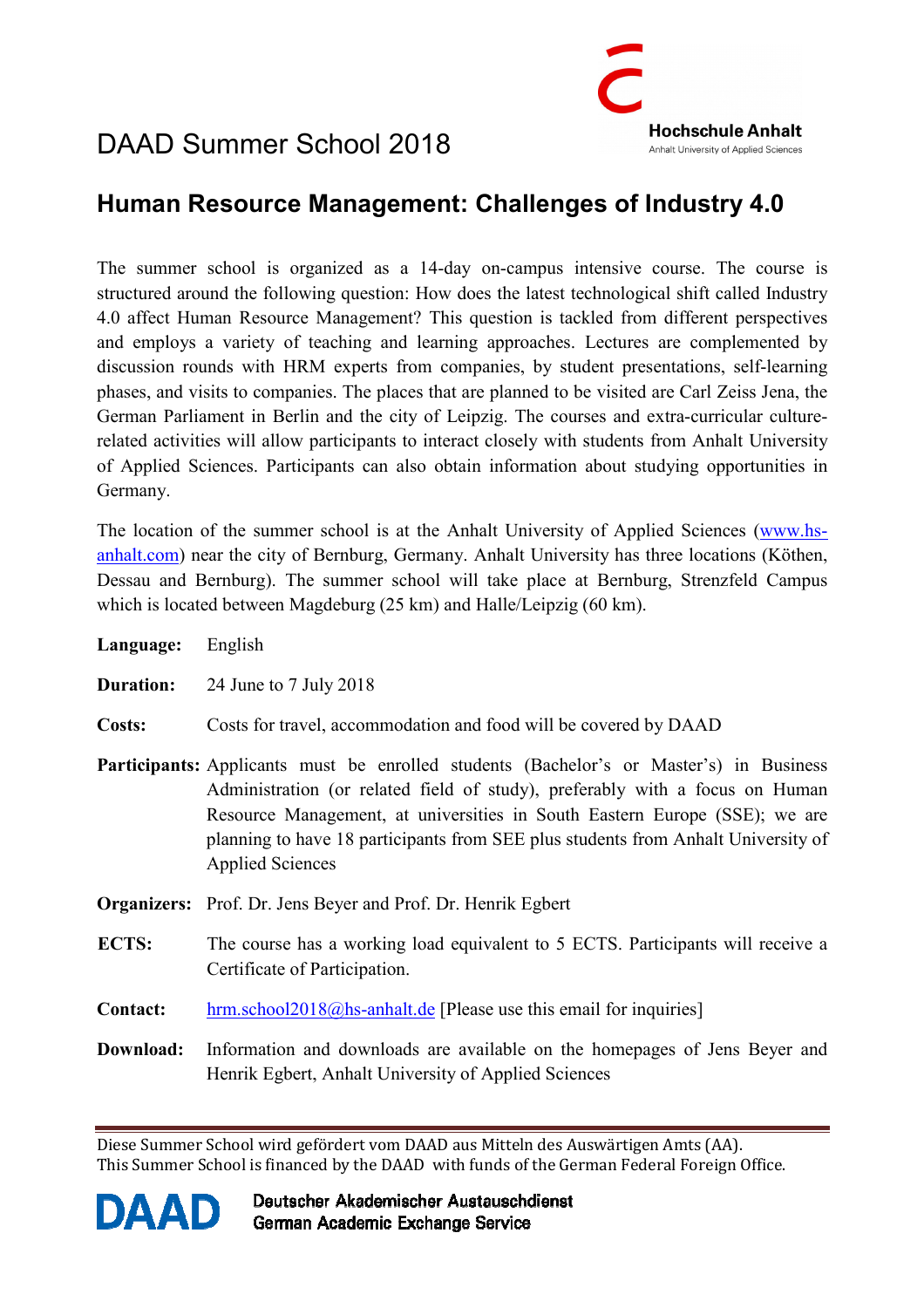Hochschule Anhalt
Anhalt University of Applied Sciences

# DAAD Summer School 2018

## Human Resource Management: Challenges of Industry 4.0

The summer school is organized as a 14-day on-campus intensive course. The course is structured around the following question: How does the latest technological shift called Industry 4.0 affect Human Resource Management? This question is tackled from different perspectives and employs a variety of teaching and learning approaches. Lectures are complemented by discussion rounds with HRM experts from companies, by student presentations, self-learning phases, and visits to companies. The places that are planned to be visited are Carl Zeiss Jena, the German Parliament in Berlin and the city of Leipzig. The courses and extra-curricular culture-related activities will allow participants to interact closely with students from Anhalt University of Applied Sciences. Participants can also obtain information about studying opportunities in Germany.

The location of the summer school is at the Anhalt University of Applied Sciences (www.hs-anhalt.com) near the city of Bernburg, Germany. Anhalt University has three locations (Köthen, Dessau and Bernburg). The summer school will take place at Bernburg, Strenzfeld Campus which is located between Magdeburg (25 km) and Halle/Leipzig (60 km).

**Language:** English

**Duration:** 24 June to 7 July 2018

**Costs:** Costs for travel, accommodation and food will be covered by DAAD

**Participants:** Applicants must be enrolled students (Bachelor's or Master's) in Business Administration (or related field of study), preferably with a focus on Human Resource Management, at universities in South Eastern Europe (SSE); we are planning to have 18 participants from SEE plus students from Anhalt University of Applied Sciences

**Organizers:** Prof. Dr. Jens Beyer and Prof. Dr. Henrik Egbert

**ECTS:** The course has a working load equivalent to 5 ECTS. Participants will receive a Certificate of Participation.

**Contact:** hrm.school2018@hs-anhalt.de [Please use this email for inquiries]

**Download:** Information and downloads are available on the homepages of Jens Beyer and Henrik Egbert, Anhalt University of Applied Sciences

---

Diese Summer School wird gefördert vom DAAD aus Mitteln des Auswärtigen Amts (AA).
This Summer School is financed by the DAAD with funds of the German Federal Foreign Office.

DAAD Deutscher Akademischer Austauschdienst
German Academic Exchange Service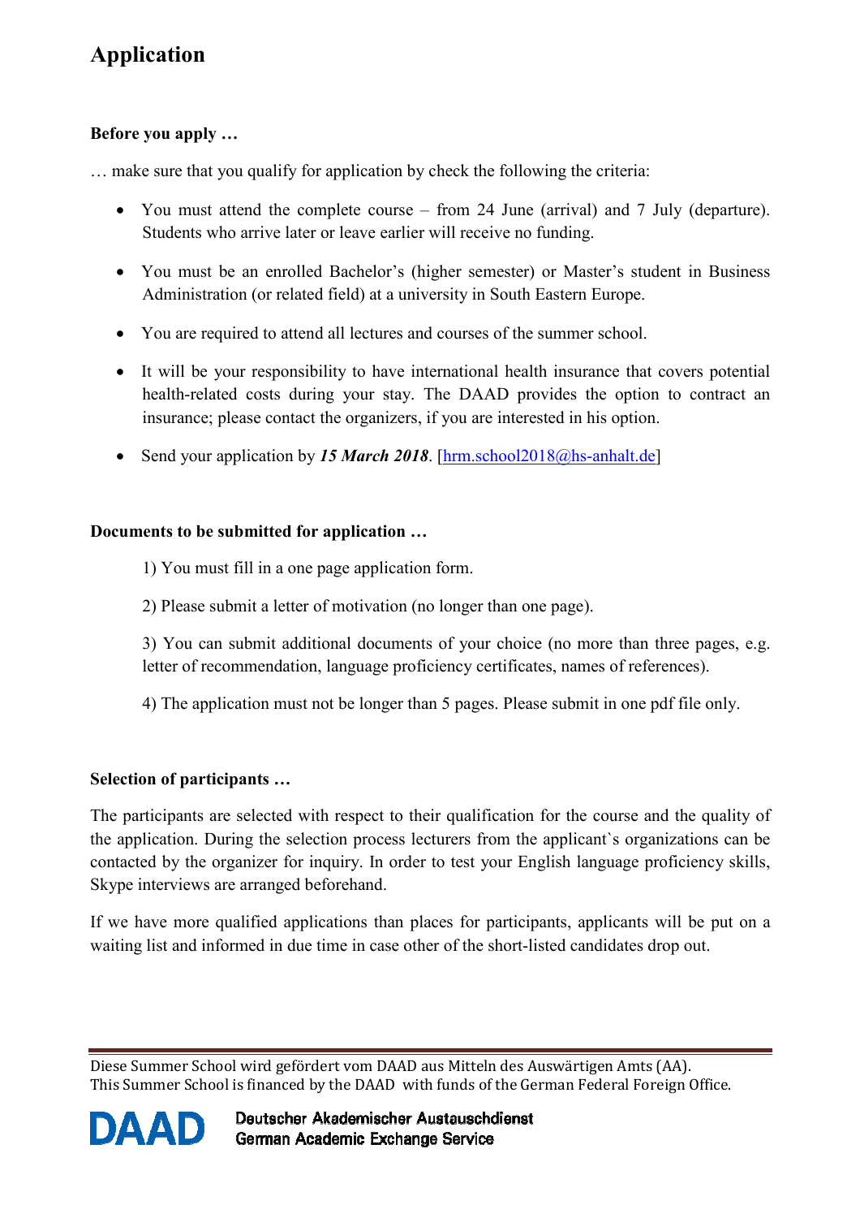# Application

**Before you apply …**

… make sure that you qualify for application by check the following the criteria:

- You must attend the complete course – from 24 June (arrival) and 7 July (departure). Students who arrive later or leave earlier will receive no funding.
- You must be an enrolled Bachelor's (higher semester) or Master's student in Business Administration (or related field) at a university in South Eastern Europe.
- You are required to attend all lectures and courses of the summer school.
- It will be your responsibility to have international health insurance that covers potential health-related costs during your stay. The DAAD provides the option to contract an insurance; please contact the organizers, if you are interested in his option.
- Send your application by ***15 March 2018***. [hrm.school2018@hs-anhalt.de]

**Documents to be submitted for application …**

1) You must fill in a one page application form.

2) Please submit a letter of motivation (no longer than one page).

3) You can submit additional documents of your choice (no more than three pages, e.g. letter of recommendation, language proficiency certificates, names of references).

4) The application must not be longer than 5 pages. Please submit in one pdf file only.

**Selection of participants …**

The participants are selected with respect to their qualification for the course and the quality of the application. During the selection process lecturers from the applicant`s organizations can be contacted by the organizer for inquiry. In order to test your English language proficiency skills, Skype interviews are arranged beforehand.

If we have more qualified applications than places for participants, applicants will be put on a waiting list and informed in due time in case other of the short-listed candidates drop out.

Diese Summer School wird gefördert vom DAAD aus Mitteln des Auswärtigen Amts (AA).
This Summer School is financed by the DAAD with funds of the German Federal Foreign Office.

DAAD Deutscher Akademischer Austauschdienst
German Academic Exchange Service